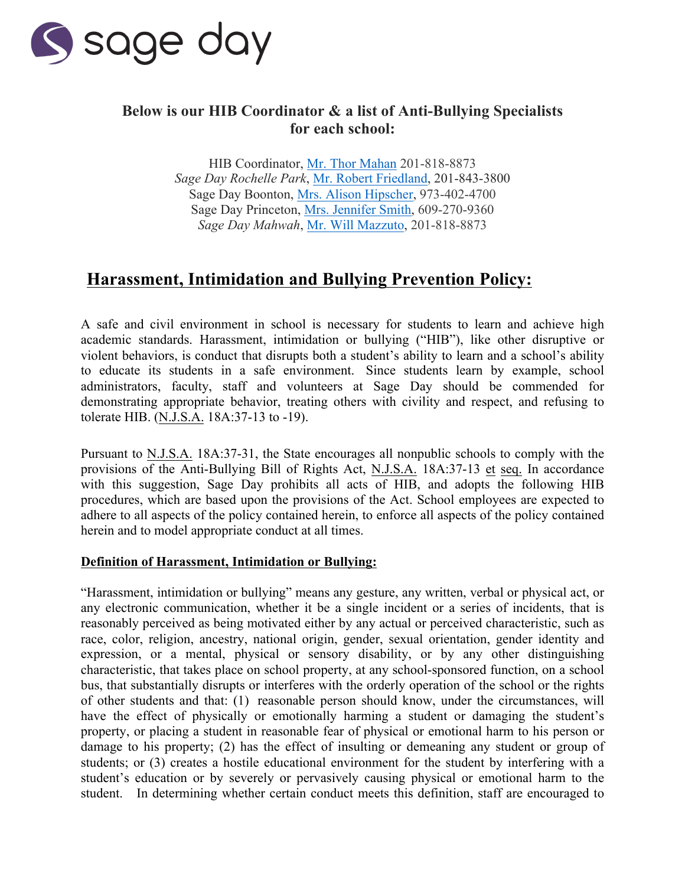sage day

## Below is our HIB Coordinator & a list of Anti-Bullying Specialists for each school:

HIB Coordinator, Mr. Thor Mahan 201-818-8873
*Sage Day Rochelle Park*, Mr. Robert Friedland, 201-843-3800
Sage Day Boonton, Mrs. Alison Hipscher, 973-402-4700
Sage Day Princeton, Mrs. Jennifer Smith, 609-270-9360
*Sage Day Mahwah*, Mr. Will Mazzuto, 201-818-8873

# Harassment, Intimidation and Bullying Prevention Policy:

A safe and civil environment in school is necessary for students to learn and achieve high academic standards. Harassment, intimidation or bullying ("HIB"), like other disruptive or violent behaviors, is conduct that disrupts both a student's ability to learn and a school's ability to educate its students in a safe environment. Since students learn by example, school administrators, faculty, staff and volunteers at Sage Day should be commended for demonstrating appropriate behavior, treating others with civility and respect, and refusing to tolerate HIB. (N.J.S.A. 18A:37-13 to -19).

Pursuant to N.J.S.A. 18A:37-31, the State encourages all nonpublic schools to comply with the provisions of the Anti-Bullying Bill of Rights Act, N.J.S.A. 18A:37-13 et seq. In accordance with this suggestion, Sage Day prohibits all acts of HIB, and adopts the following HIB procedures, which are based upon the provisions of the Act. School employees are expected to adhere to all aspects of the policy contained herein, to enforce all aspects of the policy contained herein and to model appropriate conduct at all times.

**Definition of Harassment, Intimidation or Bullying:**

"Harassment, intimidation or bullying" means any gesture, any written, verbal or physical act, or any electronic communication, whether it be a single incident or a series of incidents, that is reasonably perceived as being motivated either by any actual or perceived characteristic, such as race, color, religion, ancestry, national origin, gender, sexual orientation, gender identity and expression, or a mental, physical or sensory disability, or by any other distinguishing characteristic, that takes place on school property, at any school-sponsored function, on a school bus, that substantially disrupts or interferes with the orderly operation of the school or the rights of other students and that: (1) reasonable person should know, under the circumstances, will have the effect of physically or emotionally harming a student or damaging the student's property, or placing a student in reasonable fear of physical or emotional harm to his person or damage to his property; (2) has the effect of insulting or demeaning any student or group of students; or (3) creates a hostile educational environment for the student by interfering with a student's education or by severely or pervasively causing physical or emotional harm to the student. In determining whether certain conduct meets this definition, staff are encouraged to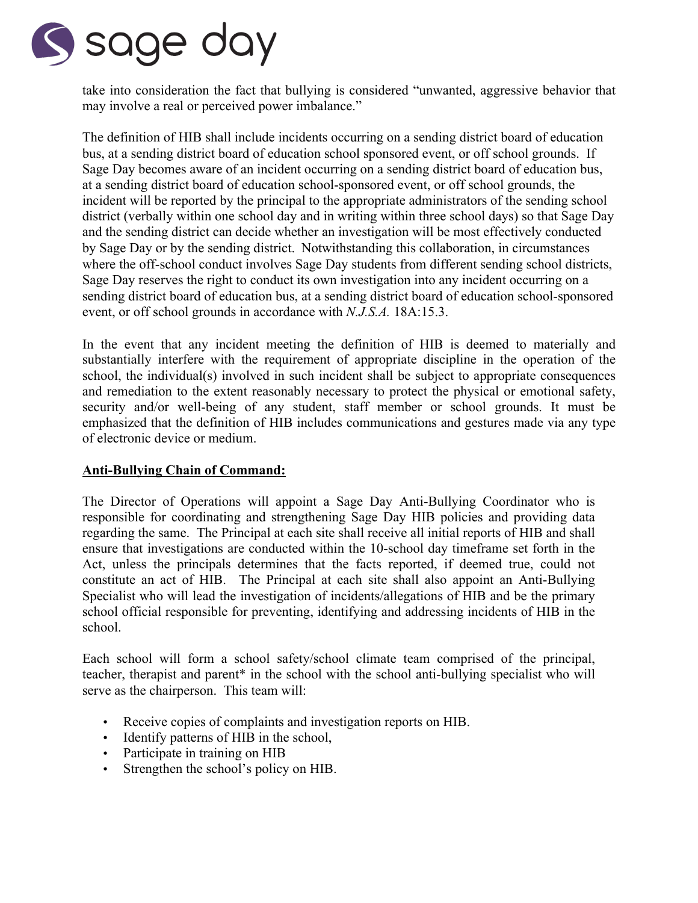take into consideration the fact that bullying is considered "unwanted, aggressive behavior that may involve a real or perceived power imbalance."

The definition of HIB shall include incidents occurring on a sending district board of education bus, at a sending district board of education school sponsored event, or off school grounds. If Sage Day becomes aware of an incident occurring on a sending district board of education bus, at a sending district board of education school-sponsored event, or off school grounds, the incident will be reported by the principal to the appropriate administrators of the sending school district (verbally within one school day and in writing within three school days) so that Sage Day and the sending district can decide whether an investigation will be most effectively conducted by Sage Day or by the sending district. Notwithstanding this collaboration, in circumstances where the off-school conduct involves Sage Day students from different sending school districts, Sage Day reserves the right to conduct its own investigation into any incident occurring on a sending district board of education bus, at a sending district board of education school-sponsored event, or off school grounds in accordance with *N.J.S.A.* 18A:15.3.

In the event that any incident meeting the definition of HIB is deemed to materially and substantially interfere with the requirement of appropriate discipline in the operation of the school, the individual(s) involved in such incident shall be subject to appropriate consequences and remediation to the extent reasonably necessary to protect the physical or emotional safety, security and/or well-being of any student, staff member or school grounds. It must be emphasized that the definition of HIB includes communications and gestures made via any type of electronic device or medium.

**<u>Anti-Bullying Chain of Command:</u>**

The Director of Operations will appoint a Sage Day Anti-Bullying Coordinator who is responsible for coordinating and strengthening Sage Day HIB policies and providing data regarding the same. The Principal at each site shall receive all initial reports of HIB and shall ensure that investigations are conducted within the 10-school day timeframe set forth in the Act, unless the principals determines that the facts reported, if deemed true, could not constitute an act of HIB. The Principal at each site shall also appoint an Anti-Bullying Specialist who will lead the investigation of incidents/allegations of HIB and be the primary school official responsible for preventing, identifying and addressing incidents of HIB in the school.

Each school will form a school safety/school climate team comprised of the principal, teacher, therapist and parent* in the school with the school anti-bullying specialist who will serve as the chairperson. This team will:

- Receive copies of complaints and investigation reports on HIB.
- Identify patterns of HIB in the school,
- Participate in training on HIB
- Strengthen the school's policy on HIB.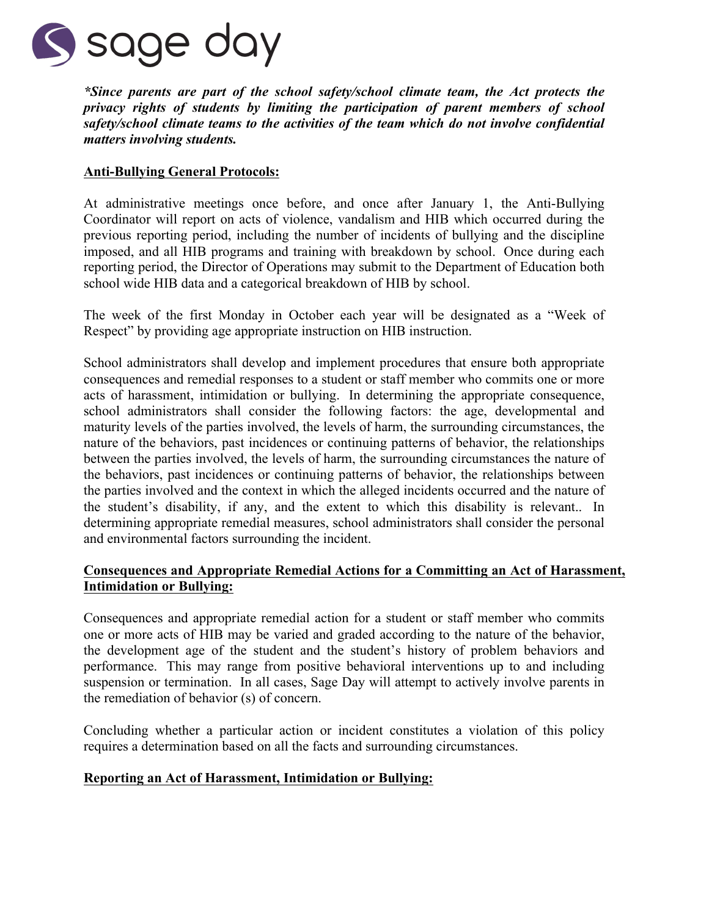***Since parents are part of the school safety/school climate team, the Act protects the privacy rights of students by limiting the participation of parent members of school safety/school climate teams to the activities of the team which do not involve confidential matters involving students.**

**Anti-Bullying General Protocols:**

At administrative meetings once before, and once after January 1, the Anti-Bullying Coordinator will report on acts of violence, vandalism and HIB which occurred during the previous reporting period, including the number of incidents of bullying and the discipline imposed, and all HIB programs and training with breakdown by school. Once during each reporting period, the Director of Operations may submit to the Department of Education both school wide HIB data and a categorical breakdown of HIB by school.

The week of the first Monday in October each year will be designated as a "Week of Respect" by providing age appropriate instruction on HIB instruction.

School administrators shall develop and implement procedures that ensure both appropriate consequences and remedial responses to a student or staff member who commits one or more acts of harassment, intimidation or bullying. In determining the appropriate consequence, school administrators shall consider the following factors: the age, developmental and maturity levels of the parties involved, the levels of harm, the surrounding circumstances, the nature of the behaviors, past incidences or continuing patterns of behavior, the relationships between the parties involved, the levels of harm, the surrounding circumstances the nature of the behaviors, past incidences or continuing patterns of behavior, the relationships between the parties involved and the context in which the alleged incidents occurred and the nature of the student's disability, if any, and the extent to which this disability is relevant.. In determining appropriate remedial measures, school administrators shall consider the personal and environmental factors surrounding the incident.

**Consequences and Appropriate Remedial Actions for a Committing an Act of Harassment, Intimidation or Bullying:**

Consequences and appropriate remedial action for a student or staff member who commits one or more acts of HIB may be varied and graded according to the nature of the behavior, the development age of the student and the student's history of problem behaviors and performance. This may range from positive behavioral interventions up to and including suspension or termination. In all cases, Sage Day will attempt to actively involve parents in the remediation of behavior (s) of concern.

Concluding whether a particular action or incident constitutes a violation of this policy requires a determination based on all the facts and surrounding circumstances.

**Reporting an Act of Harassment, Intimidation or Bullying:**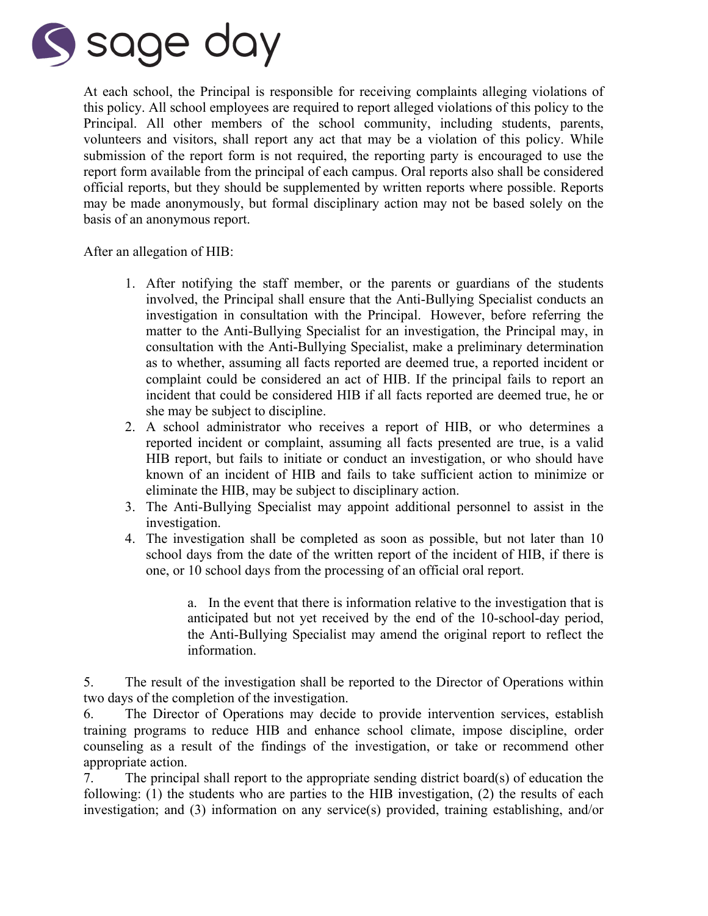At each school, the Principal is responsible for receiving complaints alleging violations of this policy. All school employees are required to report alleged violations of this policy to the Principal. All other members of the school community, including students, parents, volunteers and visitors, shall report any act that may be a violation of this policy. While submission of the report form is not required, the reporting party is encouraged to use the report form available from the principal of each campus. Oral reports also shall be considered official reports, but they should be supplemented by written reports where possible. Reports may be made anonymously, but formal disciplinary action may not be based solely on the basis of an anonymous report.

After an allegation of HIB:

1. After notifying the staff member, or the parents or guardians of the students involved, the Principal shall ensure that the Anti-Bullying Specialist conducts an investigation in consultation with the Principal. However, before referring the matter to the Anti-Bullying Specialist for an investigation, the Principal may, in consultation with the Anti-Bullying Specialist, make a preliminary determination as to whether, assuming all facts reported are deemed true, a reported incident or complaint could be considered an act of HIB. If the principal fails to report an incident that could be considered HIB if all facts reported are deemed true, he or she may be subject to discipline.
2. A school administrator who receives a report of HIB, or who determines a reported incident or complaint, assuming all facts presented are true, is a valid HIB report, but fails to initiate or conduct an investigation, or who should have known of an incident of HIB and fails to take sufficient action to minimize or eliminate the HIB, may be subject to disciplinary action.
3. The Anti-Bullying Specialist may appoint additional personnel to assist in the investigation.
4. The investigation shall be completed as soon as possible, but not later than 10 school days from the date of the written report of the incident of HIB, if there is one, or 10 school days from the processing of an official oral report.

    a. In the event that there is information relative to the investigation that is anticipated but not yet received by the end of the 10-school-day period, the Anti-Bullying Specialist may amend the original report to reflect the information.

5. The result of the investigation shall be reported to the Director of Operations within two days of the completion of the investigation.
6. The Director of Operations may decide to provide intervention services, establish training programs to reduce HIB and enhance school climate, impose discipline, order counseling as a result of the findings of the investigation, or take or recommend other appropriate action.
7. The principal shall report to the appropriate sending district board(s) of education the following: (1) the students who are parties to the HIB investigation, (2) the results of each investigation; and (3) information on any service(s) provided, training establishing, and/or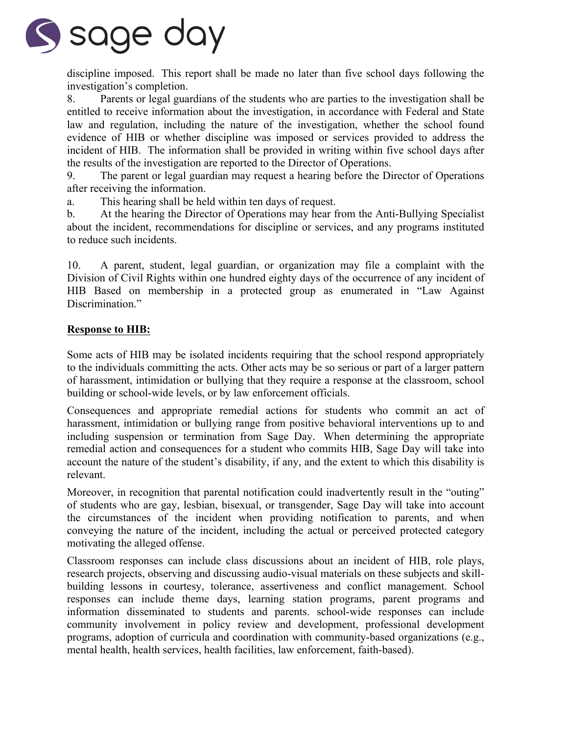discipline imposed. This report shall be made no later than five school days following the investigation's completion.

8. Parents or legal guardians of the students who are parties to the investigation shall be entitled to receive information about the investigation, in accordance with Federal and State law and regulation, including the nature of the investigation, whether the school found evidence of HIB or whether discipline was imposed or services provided to address the incident of HIB. The information shall be provided in writing within five school days after the results of the investigation are reported to the Director of Operations.

9. The parent or legal guardian may request a hearing before the Director of Operations after receiving the information.

a. This hearing shall be held within ten days of request.

b. At the hearing the Director of Operations may hear from the Anti-Bullying Specialist about the incident, recommendations for discipline or services, and any programs instituted to reduce such incidents.

10. A parent, student, legal guardian, or organization may file a complaint with the Division of Civil Rights within one hundred eighty days of the occurrence of any incident of HIB Based on membership in a protected group as enumerated in "Law Against Discrimination."

**Response to HIB:**

Some acts of HIB may be isolated incidents requiring that the school respond appropriately to the individuals committing the acts. Other acts may be so serious or part of a larger pattern of harassment, intimidation or bullying that they require a response at the classroom, school building or school-wide levels, or by law enforcement officials.

Consequences and appropriate remedial actions for students who commit an act of harassment, intimidation or bullying range from positive behavioral interventions up to and including suspension or termination from Sage Day. When determining the appropriate remedial action and consequences for a student who commits HIB, Sage Day will take into account the nature of the student's disability, if any, and the extent to which this disability is relevant.

Moreover, in recognition that parental notification could inadvertently result in the "outing" of students who are gay, lesbian, bisexual, or transgender, Sage Day will take into account the circumstances of the incident when providing notification to parents, and when conveying the nature of the incident, including the actual or perceived protected category motivating the alleged offense.

Classroom responses can include class discussions about an incident of HIB, role plays, research projects, observing and discussing audio-visual materials on these subjects and skill-building lessons in courtesy, tolerance, assertiveness and conflict management. School responses can include theme days, learning station programs, parent programs and information disseminated to students and parents. school-wide responses can include community involvement in policy review and development, professional development programs, adoption of curricula and coordination with community-based organizations (e.g., mental health, health services, health facilities, law enforcement, faith-based).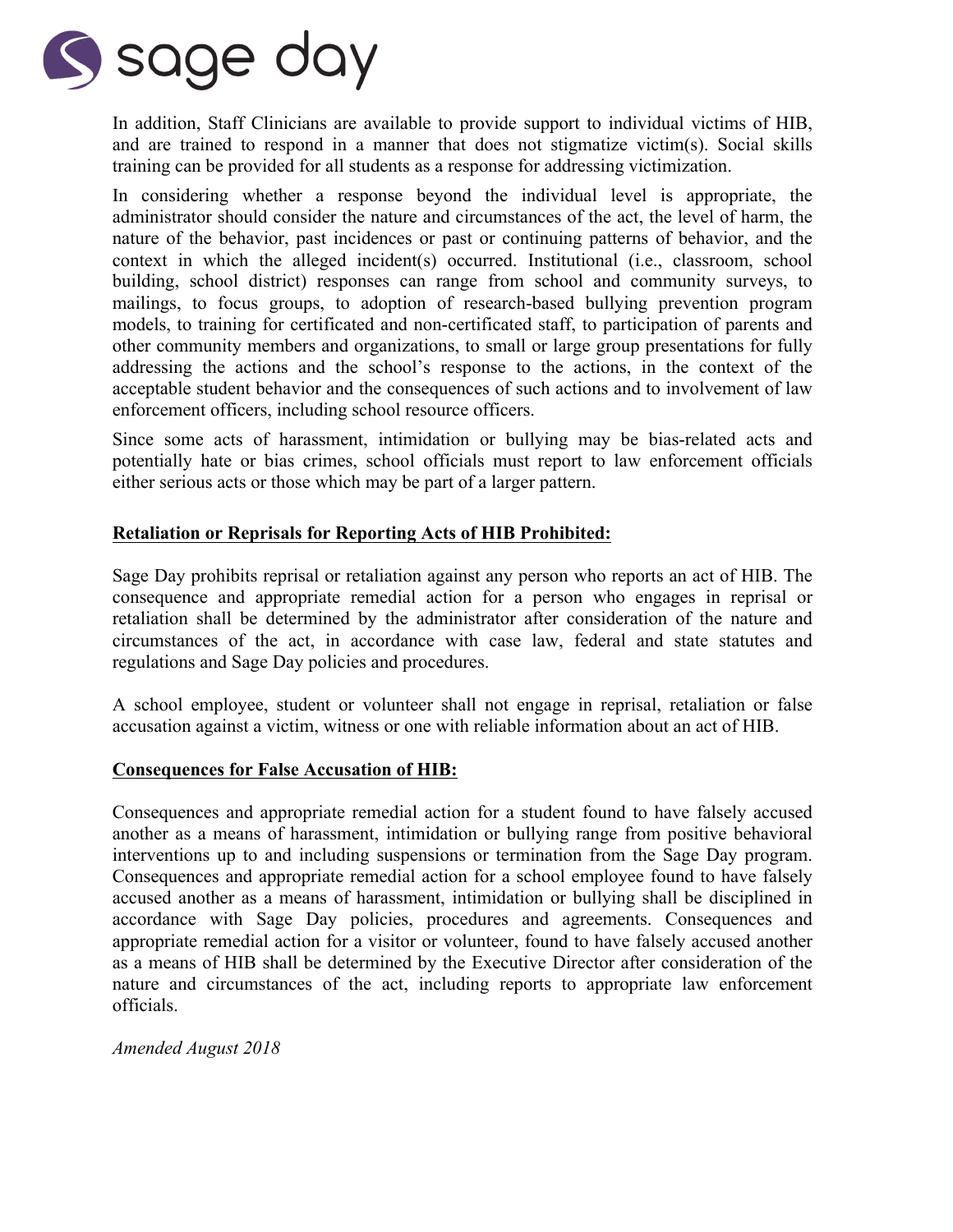In addition, Staff Clinicians are available to provide support to individual victims of HIB, and are trained to respond in a manner that does not stigmatize victim(s). Social skills training can be provided for all students as a response for addressing victimization.

In considering whether a response beyond the individual level is appropriate, the administrator should consider the nature and circumstances of the act, the level of harm, the nature of the behavior, past incidences or past or continuing patterns of behavior, and the context in which the alleged incident(s) occurred. Institutional (i.e., classroom, school building, school district) responses can range from school and community surveys, to mailings, to focus groups, to adoption of research-based bullying prevention program models, to training for certificated and non-certificated staff, to participation of parents and other community members and organizations, to small or large group presentations for fully addressing the actions and the school's response to the actions, in the context of the acceptable student behavior and the consequences of such actions and to involvement of law enforcement officers, including school resource officers.

Since some acts of harassment, intimidation or bullying may be bias-related acts and potentially hate or bias crimes, school officials must report to law enforcement officials either serious acts or those which may be part of a larger pattern.

**Retaliation or Reprisals for Reporting Acts of HIB Prohibited:**

Sage Day prohibits reprisal or retaliation against any person who reports an act of HIB. The consequence and appropriate remedial action for a person who engages in reprisal or retaliation shall be determined by the administrator after consideration of the nature and circumstances of the act, in accordance with case law, federal and state statutes and regulations and Sage Day policies and procedures.

A school employee, student or volunteer shall not engage in reprisal, retaliation or false accusation against a victim, witness or one with reliable information about an act of HIB.

**Consequences for False Accusation of HIB:**

Consequences and appropriate remedial action for a student found to have falsely accused another as a means of harassment, intimidation or bullying range from positive behavioral interventions up to and including suspensions or termination from the Sage Day program. Consequences and appropriate remedial action for a school employee found to have falsely accused another as a means of harassment, intimidation or bullying shall be disciplined in accordance with Sage Day policies, procedures and agreements. Consequences and appropriate remedial action for a visitor or volunteer, found to have falsely accused another as a means of HIB shall be determined by the Executive Director after consideration of the nature and circumstances of the act, including reports to appropriate law enforcement officials.

*Amended August 2018*